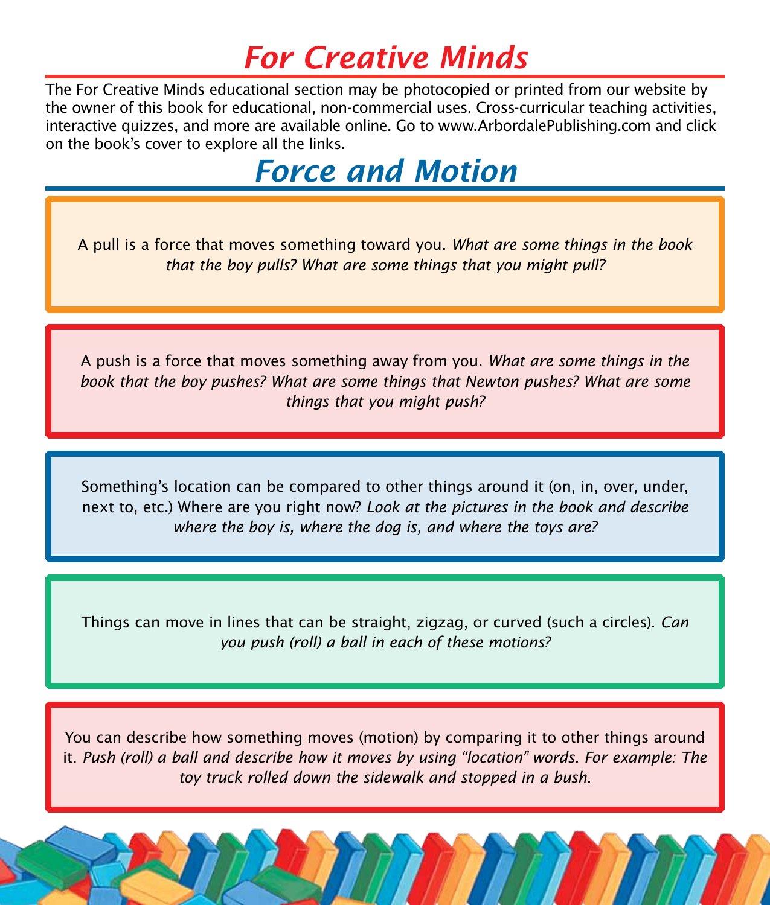# *For Creative Minds*

The For Creative Minds educational section may be photocopied or printed from our website by the owner of this book for educational, non-commercial uses. Cross-curricular teaching activities, interactive quizzes, and more are available online. Go to www.ArbordalePublishing.com and click on the book's cover to explore all the links.

## *Force and Motion*

A pull is a force that moves something toward you. *What are some things in the book that the boy pulls? What are some things that you might pull?*

A push is a force that moves something away from you. *What are some things in the book that the boy pushes? What are some things that Newton pushes? What are some things that you might push?*

Something's location can be compared to other things around it (on, in, over, under, next to, etc.) Where are you right now? *Look at the pictures in the book and describe where the boy is, where the dog is, and where the toys are?*

Things can move in lines that can be straight, zigzag, or curved (such a circles). *Can you push (roll) a ball in each of these motions?*

You can describe how something moves (motion) by comparing it to other things around it. *Push (roll) a ball and describe how it moves by using "location" words. For example: The toy truck rolled down the sidewalk and stopped in a bush.*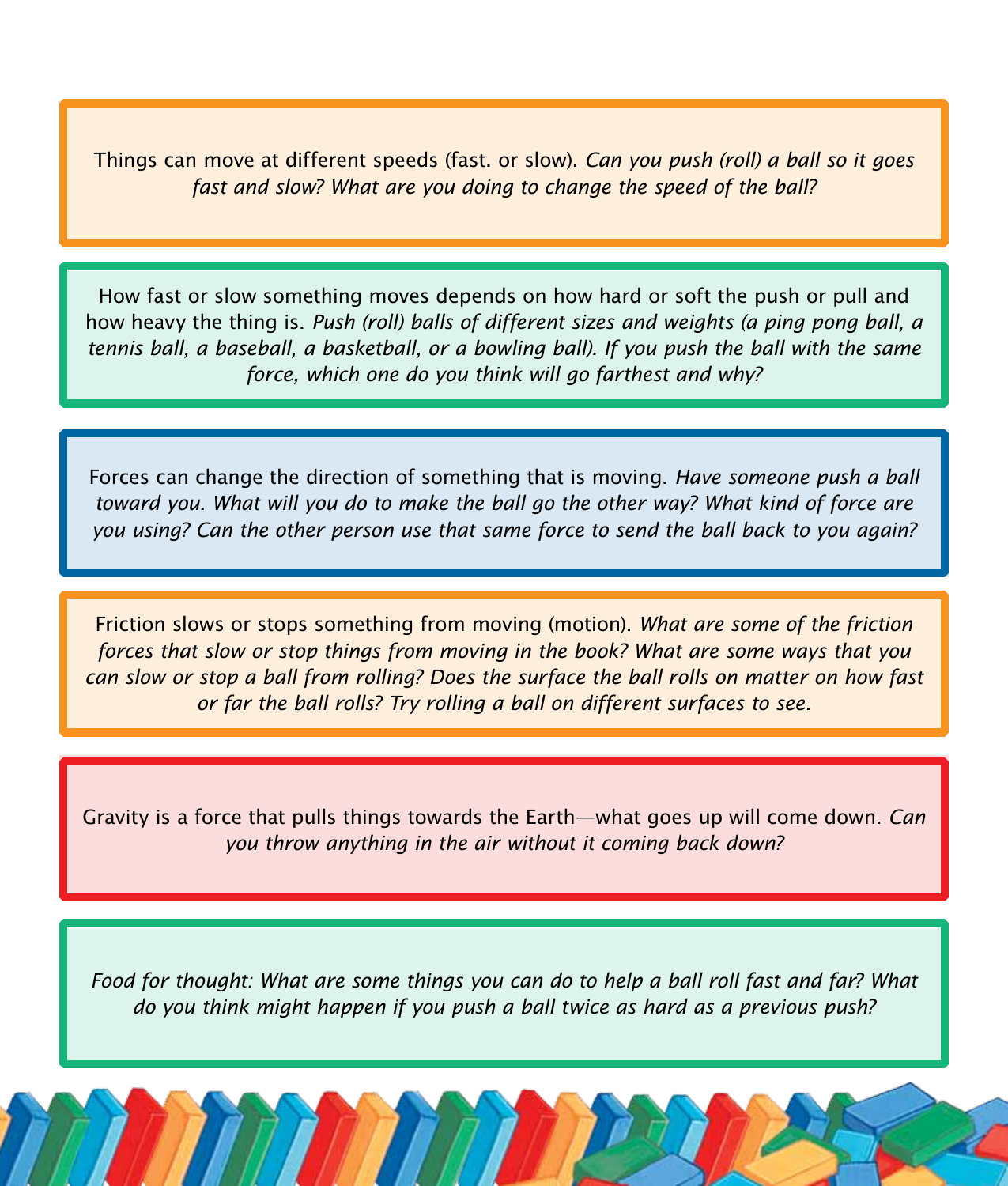Things can move at different speeds (fast. or slow). *Can you push (roll) a ball so it goes fast and slow? What are you doing to change the speed of the ball?*

How fast or slow something moves depends on how hard or soft the push or pull and how heavy the thing is. *Push (roll) balls of different sizes and weights (a ping pong ball, a tennis ball, a baseball, a basketball, or a bowling ball). If you push the ball with the same force, which one do you think will go farthest and why?*

Forces can change the direction of something that is moving. *Have someone push a ball toward you. What will you do to make the ball go the other way? What kind of force are you using? Can the other person use that same force to send the ball back to you again?*

Friction slows or stops something from moving (motion). *What are some of the friction forces that slow or stop things from moving in the book? What are some ways that you can slow or stop a ball from rolling? Does the surface the ball rolls on matter on how fast or far the ball rolls? Try rolling a ball on different surfaces to see.*

Gravity is a force that pulls things towards the Earth—what goes up will come down. *Can you throw anything in the air without it coming back down?*

*Food for thought: What are some things you can do to help a ball roll fast and far? What do you think might happen if you push a ball twice as hard as a previous push?*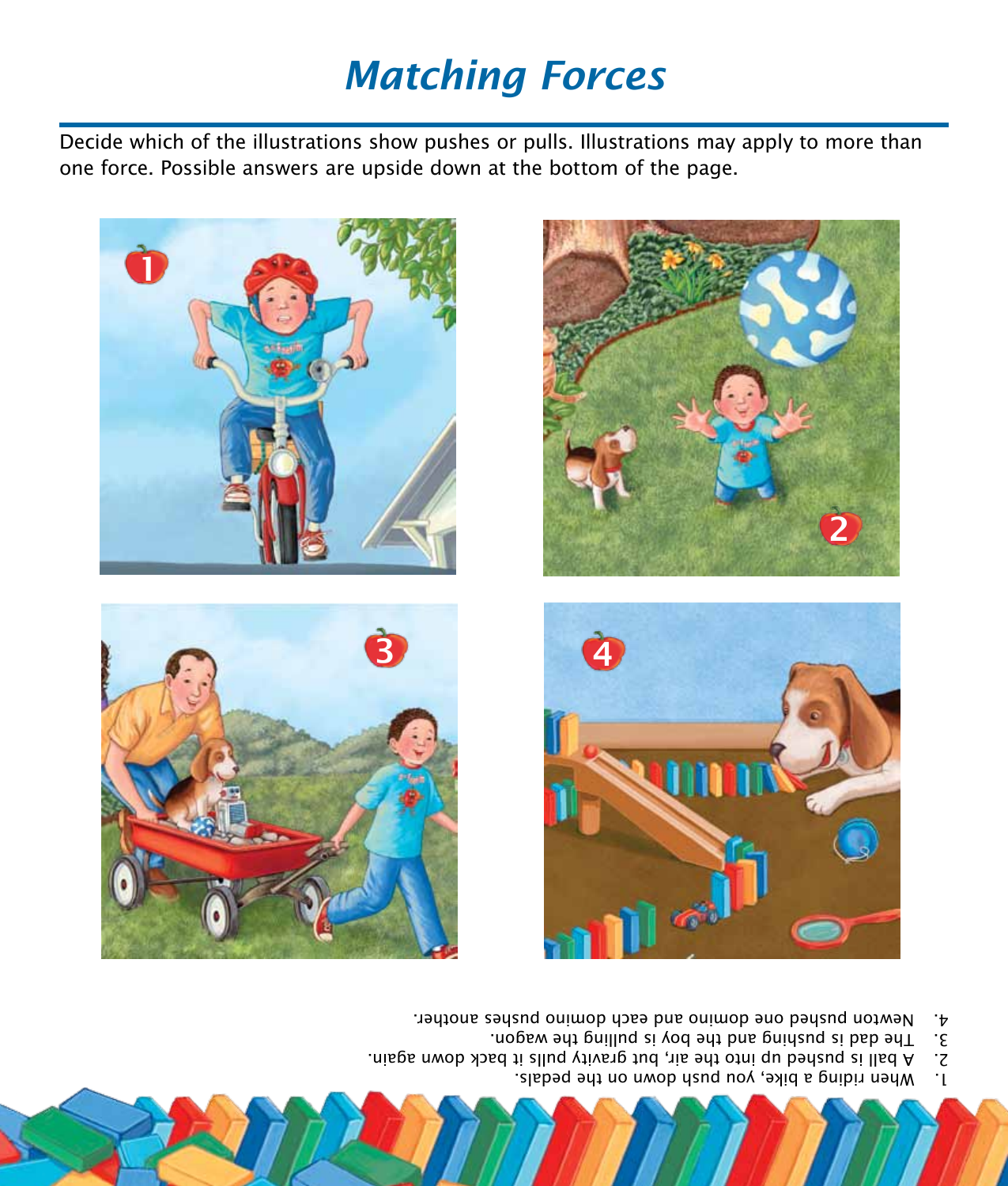# *Matching Forces*

Decide which of the illustrations show pushes or pulls. Illustrations may apply to more than one force. Possible answers are upside down at the bottom of the page.

1. When riding a bike, you push down on the pedals.
2. A ball is pushed up into the air, but gravity pulls it back down again.
3. The dad is pushing and the boy is pulling the wagon.
4. Newton pushed one domino and each domino pushes another.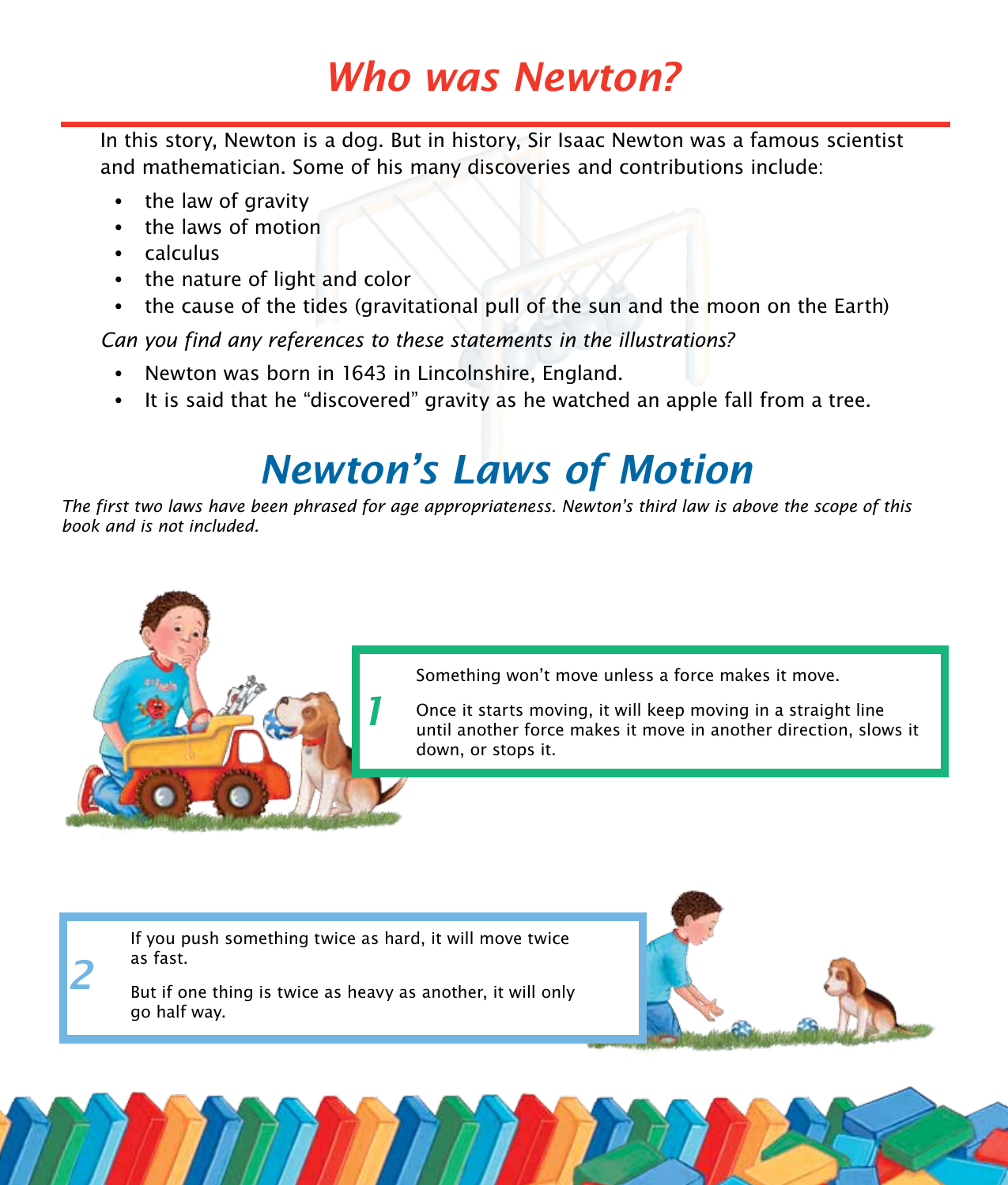# *Who was Newton?*

In this story, Newton is a dog. But in history, Sir Isaac Newton was a famous scientist and mathematician. Some of his many discoveries and contributions include:

- the law of gravity
- the laws of motion
- calculus
- the nature of light and color
- the cause of the tides (gravitational pull of the sun and the moon on the Earth)

*Can you find any references to these statements in the illustrations?*

- Newton was born in 1643 in Lincolnshire, England.
- It is said that he "discovered" gravity as he watched an apple fall from a tree.

# *Newton's Laws of Motion*

*The first two laws have been phrased for age appropriateness. Newton's third law is above the scope of this book and is not included.*

**1**

Something won't move unless a force makes it move.

Once it starts moving, it will keep moving in a straight line until another force makes it move in another direction, slows it down, or stops it.

**2**

If you push something twice as hard, it will move twice as fast.

But if one thing is twice as heavy as another, it will only go half way.